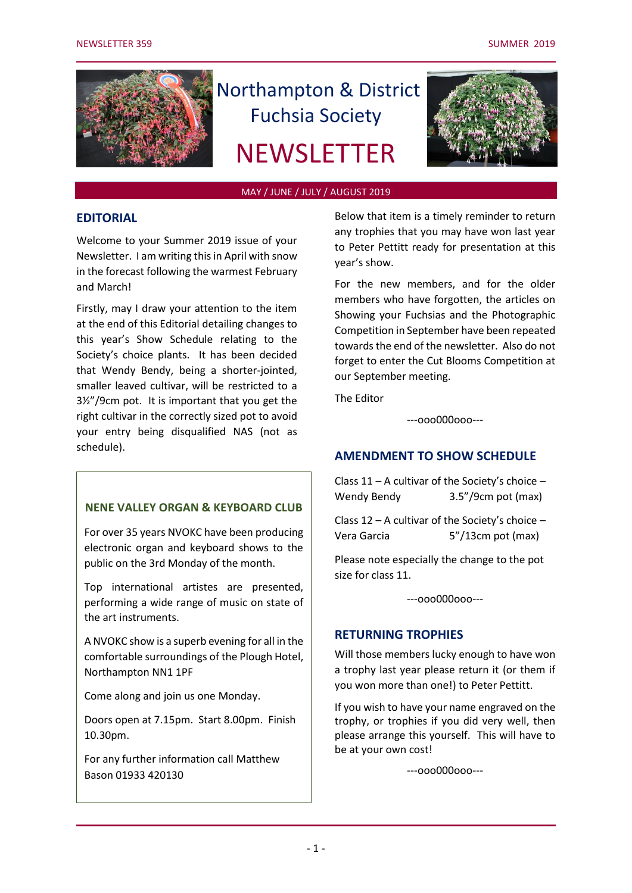# Northampton & District Fuchsia Society

# NEWSLETTER

NEWSLETTER 359 — SUMMER 2019

MAY / JUNE / JULY / AUGUST 2019

## EDITORIAL

Welcome to your Summer 2019 issue of your Newsletter. I am writing this in April with snow in the forecast following the warmest February and March!

Firstly, may I draw your attention to the item at the end of this Editorial detailing changes to this year's Show Schedule relating to the Society's choice plants. It has been decided that Wendy Bendy, being a shorter-jointed, smaller leaved cultivar, will be restricted to a 3½"/9cm pot. It is important that you get the right cultivar in the correctly sized pot to avoid your entry being disqualified NAS (not as schedule).

Below that item is a timely reminder to return any trophies that you may have won last year to Peter Pettitt ready for presentation at this year's show.

For the new members, and for the older members who have forgotten, the articles on Showing your Fuchsias and the Photographic Competition in September have been repeated towards the end of the newsletter. Also do not forget to enter the Cut Blooms Competition at our September meeting.

The Editor

---ooo000ooo---

## AMENDMENT TO SHOW SCHEDULE

Class 11 – A cultivar of the Society's choice – Wendy Bendy 3.5"/9cm pot (max)

Class 12 – A cultivar of the Society's choice – Vera Garcia 5"/13cm pot (max)

Please note especially the change to the pot size for class 11.

---ooo000ooo---

## RETURNING TROPHIES

Will those members lucky enough to have won a trophy last year please return it (or them if you won more than one!) to Peter Pettitt.

If you wish to have your name engraved on the trophy, or trophies if you did very well, then please arrange this yourself. This will have to be at your own cost!

---ooo000ooo---

## NENE VALLEY ORGAN & KEYBOARD CLUB

For over 35 years NVOKC have been producing electronic organ and keyboard shows to the public on the 3rd Monday of the month.

Top international artistes are presented, performing a wide range of music on state of the art instruments.

A NVOKC show is a superb evening for all in the comfortable surroundings of the Plough Hotel, Northampton NN1 1PF

Come along and join us one Monday.

Doors open at 7.15pm. Start 8.00pm. Finish 10.30pm.

For any further information call Matthew Bason 01933 420130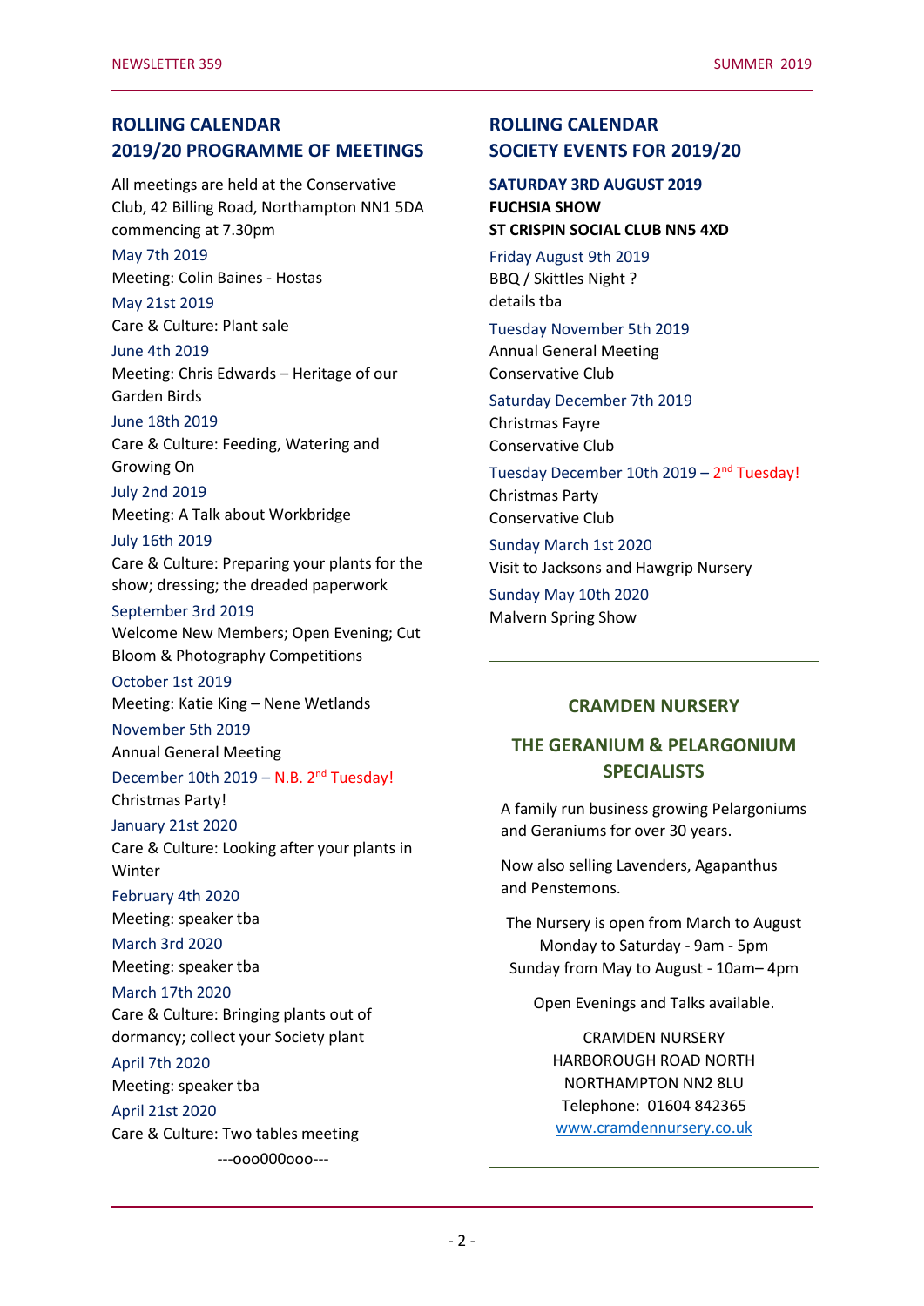## ROLLING CALENDAR
## 2019/20 PROGRAMME OF MEETINGS

All meetings are held at the Conservative Club, 42 Billing Road, Northampton NN1 5DA commencing at 7.30pm

May 7th 2019
Meeting: Colin Baines - Hostas

May 21st 2019
Care & Culture: Plant sale

June 4th 2019
Meeting: Chris Edwards – Heritage of our Garden Birds

June 18th 2019
Care & Culture: Feeding, Watering and Growing On

July 2nd 2019
Meeting: A Talk about Workbridge

July 16th 2019
Care & Culture: Preparing your plants for the show; dressing; the dreaded paperwork

September 3rd 2019
Welcome New Members; Open Evening; Cut Bloom & Photography Competitions

October 1st 2019
Meeting: Katie King – Nene Wetlands

November 5th 2019
Annual General Meeting

December 10th 2019 – N.B. 2nd Tuesday!
Christmas Party!

January 21st 2020
Care & Culture: Looking after your plants in Winter

February 4th 2020
Meeting: speaker tba

March 3rd 2020
Meeting: speaker tba

March 17th 2020
Care & Culture: Bringing plants out of dormancy; collect your Society plant

April 7th 2020
Meeting: speaker tba

April 21st 2020
Care & Culture: Two tables meeting

---ooo000ooo---

## ROLLING CALENDAR
## SOCIETY EVENTS FOR 2019/20

**SATURDAY 3RD AUGUST 2019**
**FUCHSIA SHOW**
**ST CRISPIN SOCIAL CLUB NN5 4XD**

Friday August 9th 2019
BBQ / Skittles Night ?
details tba

Tuesday November 5th 2019
Annual General Meeting
Conservative Club

Saturday December 7th 2019
Christmas Fayre
Conservative Club

Tuesday December 10th 2019 – 2nd Tuesday!
Christmas Party
Conservative Club

Sunday March 1st 2020
Visit to Jacksons and Hawgrip Nursery

Sunday May 10th 2020
Malvern Spring Show

### CRAMDEN NURSERY

### THE GERANIUM & PELARGONIUM SPECIALISTS

A family run business growing Pelargoniums and Geraniums for over 30 years.

Now also selling Lavenders, Agapanthus and Penstemons.

The Nursery is open from March to August
Monday to Saturday - 9am - 5pm
Sunday from May to August - 10am– 4pm

Open Evenings and Talks available.

CRAMDEN NURSERY
HARBOROUGH ROAD NORTH
NORTHAMPTON NN2 8LU
Telephone: 01604 842365
www.cramdennursery.co.uk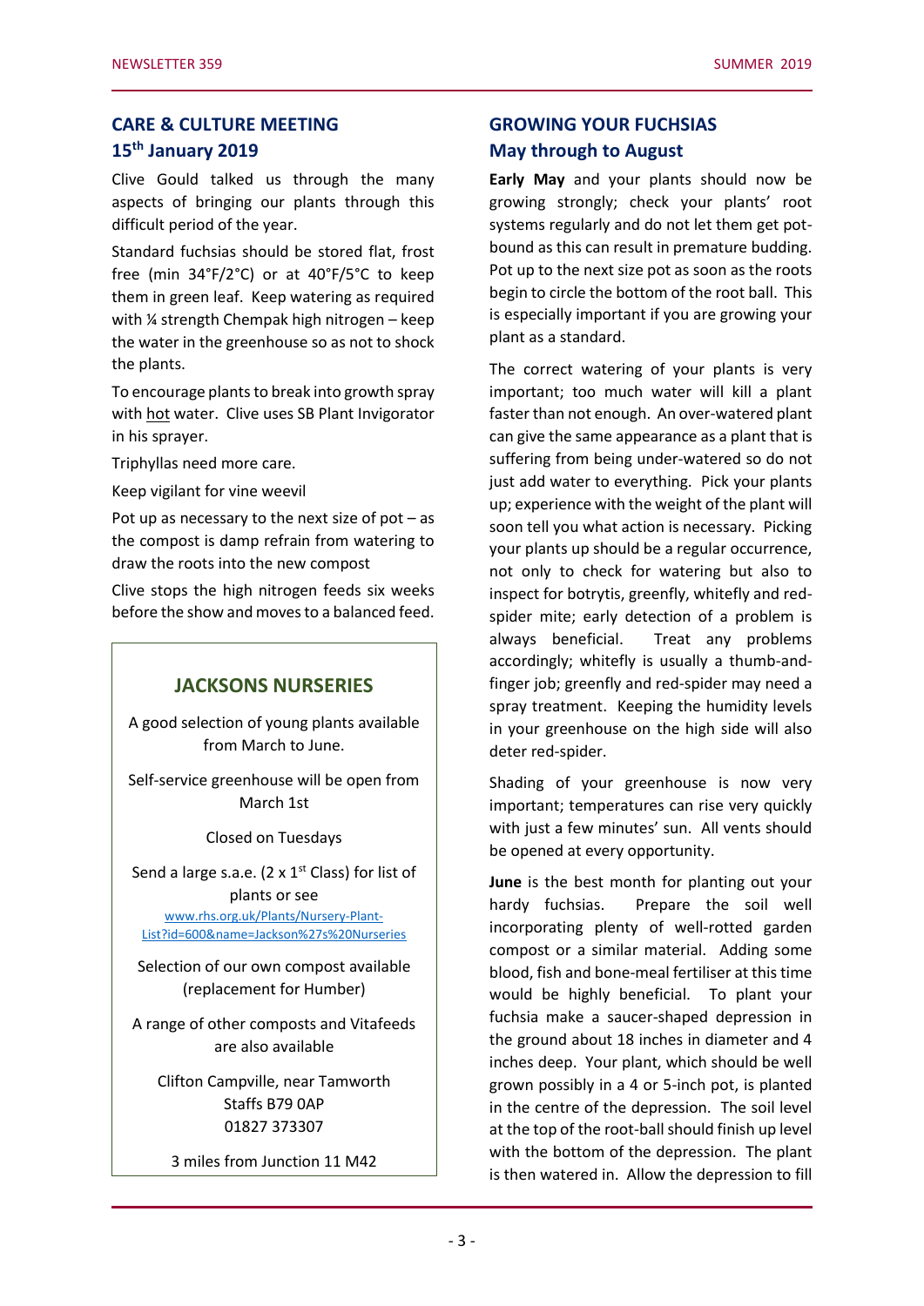## CARE & CULTURE MEETING 15th January 2019

Clive Gould talked us through the many aspects of bringing our plants through this difficult period of the year.

Standard fuchsias should be stored flat, frost free (min 34°F/2°C) or at 40°F/5°C to keep them in green leaf. Keep watering as required with ¼ strength Chempak high nitrogen – keep the water in the greenhouse so as not to shock the plants.

To encourage plants to break into growth spray with hot water. Clive uses SB Plant Invigorator in his sprayer.

Triphyllas need more care.

Keep vigilant for vine weevil

Pot up as necessary to the next size of pot – as the compost is damp refrain from watering to draw the roots into the new compost

Clive stops the high nitrogen feeds six weeks before the show and moves to a balanced feed.

### JACKSONS NURSERIES

A good selection of young plants available from March to June.

Self-service greenhouse will be open from March 1st

Closed on Tuesdays

Send a large s.a.e. (2 x 1st Class) for list of plants or see
www.rhs.org.uk/Plants/Nursery-Plant-List?id=600&name=Jackson%27s%20Nurseries

Selection of our own compost available (replacement for Humber)

A range of other composts and Vitafeeds are also available

Clifton Campville, near Tamworth
Staffs B79 0AP
01827 373307

3 miles from Junction 11 M42

## GROWING YOUR FUCHSIAS May through to August

**Early May** and your plants should now be growing strongly; check your plants' root systems regularly and do not let them get pot-bound as this can result in premature budding. Pot up to the next size pot as soon as the roots begin to circle the bottom of the root ball. This is especially important if you are growing your plant as a standard.

The correct watering of your plants is very important; too much water will kill a plant faster than not enough. An over-watered plant can give the same appearance as a plant that is suffering from being under-watered so do not just add water to everything. Pick your plants up; experience with the weight of the plant will soon tell you what action is necessary. Picking your plants up should be a regular occurrence, not only to check for watering but also to inspect for botrytis, greenfly, whitefly and red-spider mite; early detection of a problem is always beneficial. Treat any problems accordingly; whitefly is usually a thumb-and-finger job; greenfly and red-spider may need a spray treatment. Keeping the humidity levels in your greenhouse on the high side will also deter red-spider.

Shading of your greenhouse is now very important; temperatures can rise very quickly with just a few minutes' sun. All vents should be opened at every opportunity.

**June** is the best month for planting out your hardy fuchsias. Prepare the soil well incorporating plenty of well-rotted garden compost or a similar material. Adding some blood, fish and bone-meal fertiliser at this time would be highly beneficial. To plant your fuchsia make a saucer-shaped depression in the ground about 18 inches in diameter and 4 inches deep. Your plant, which should be well grown possibly in a 4 or 5-inch pot, is planted in the centre of the depression. The soil level at the top of the root-ball should finish up level with the bottom of the depression. The plant is then watered in. Allow the depression to fill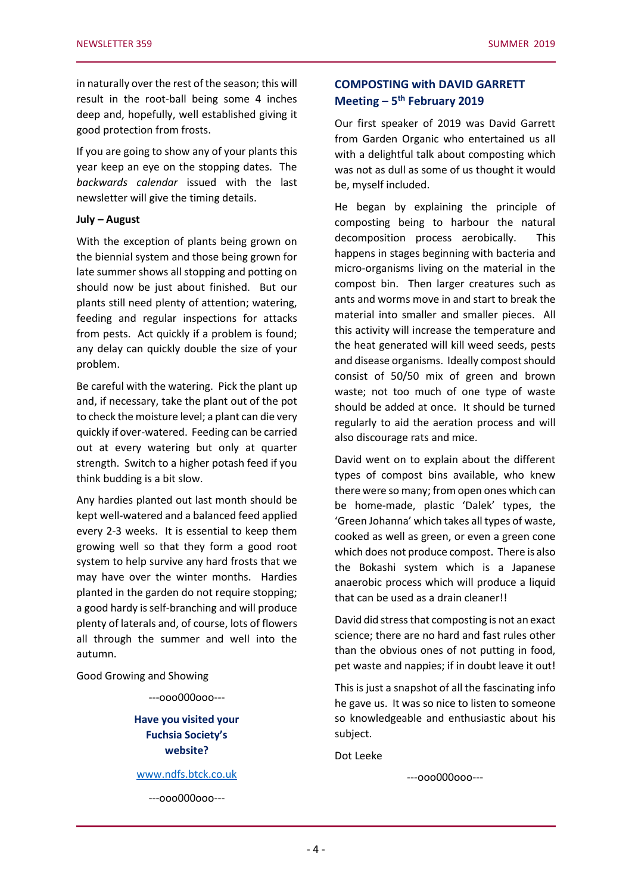in naturally over the rest of the season; this will result in the root-ball being some 4 inches deep and, hopefully, well established giving it good protection from frosts.

If you are going to show any of your plants this year keep an eye on the stopping dates. The *backwards calendar* issued with the last newsletter will give the timing details.

**July – August**

With the exception of plants being grown on the biennial system and those being grown for late summer shows all stopping and potting on should now be just about finished. But our plants still need plenty of attention; watering, feeding and regular inspections for attacks from pests. Act quickly if a problem is found; any delay can quickly double the size of your problem.

Be careful with the watering. Pick the plant up and, if necessary, take the plant out of the pot to check the moisture level; a plant can die very quickly if over-watered. Feeding can be carried out at every watering but only at quarter strength. Switch to a higher potash feed if you think budding is a bit slow.

Any hardies planted out last month should be kept well-watered and a balanced feed applied every 2-3 weeks. It is essential to keep them growing well so that they form a good root system to help survive any hard frosts that we may have over the winter months. Hardies planted in the garden do not require stopping; a good hardy is self-branching and will produce plenty of laterals and, of course, lots of flowers all through the summer and well into the autumn.

Good Growing and Showing

---ooo000ooo---

**Have you visited your Fuchsia Society's website?**

www.ndfs.btck.co.uk

---ooo000ooo---

## COMPOSTING with DAVID GARRETT Meeting – 5th February 2019

Our first speaker of 2019 was David Garrett from Garden Organic who entertained us all with a delightful talk about composting which was not as dull as some of us thought it would be, myself included.

He began by explaining the principle of composting being to harbour the natural decomposition process aerobically. This happens in stages beginning with bacteria and micro-organisms living on the material in the compost bin. Then larger creatures such as ants and worms move in and start to break the material into smaller and smaller pieces. All this activity will increase the temperature and the heat generated will kill weed seeds, pests and disease organisms. Ideally compost should consist of 50/50 mix of green and brown waste; not too much of one type of waste should be added at once. It should be turned regularly to aid the aeration process and will also discourage rats and mice.

David went on to explain about the different types of compost bins available, who knew there were so many; from open ones which can be home-made, plastic 'Dalek' types, the 'Green Johanna' which takes all types of waste, cooked as well as green, or even a green cone which does not produce compost. There is also the Bokashi system which is a Japanese anaerobic process which will produce a liquid that can be used as a drain cleaner!!

David did stress that composting is not an exact science; there are no hard and fast rules other than the obvious ones of not putting in food, pet waste and nappies; if in doubt leave it out!

This is just a snapshot of all the fascinating info he gave us. It was so nice to listen to someone so knowledgeable and enthusiastic about his subject.

Dot Leeke

---ooo000ooo---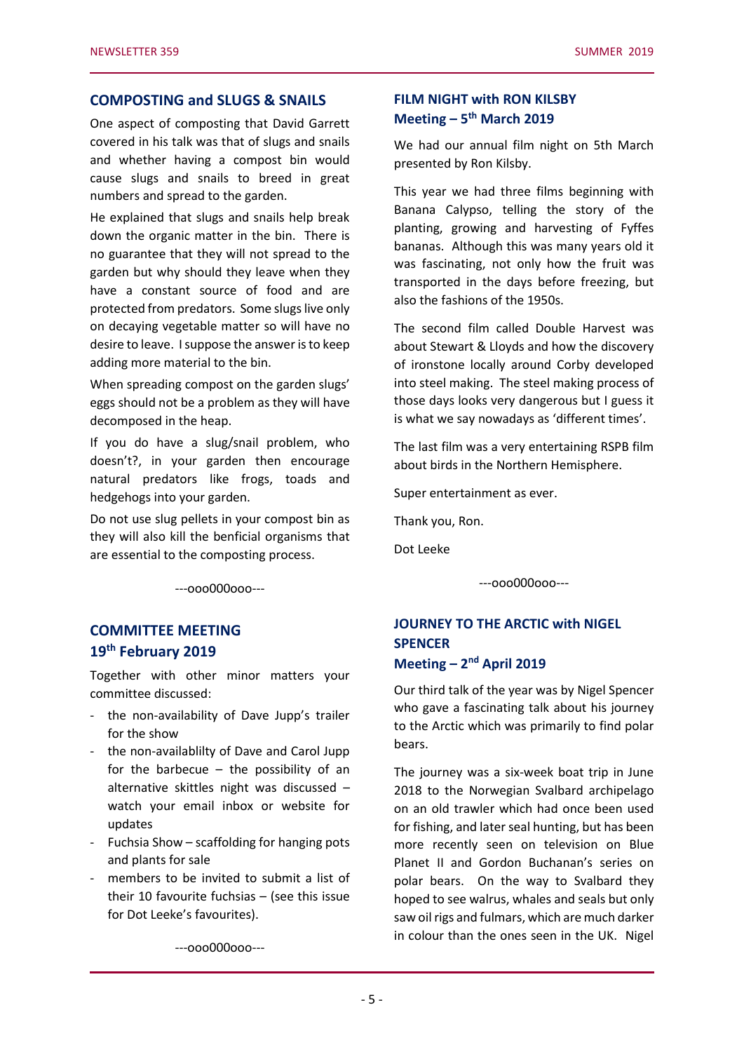## COMPOSTING and SLUGS & SNAILS

One aspect of composting that David Garrett covered in his talk was that of slugs and snails and whether having a compost bin would cause slugs and snails to breed in great numbers and spread to the garden.

He explained that slugs and snails help break down the organic matter in the bin. There is no guarantee that they will not spread to the garden but why should they leave when they have a constant source of food and are protected from predators. Some slugs live only on decaying vegetable matter so will have no desire to leave. I suppose the answer is to keep adding more material to the bin.

When spreading compost on the garden slugs' eggs should not be a problem as they will have decomposed in the heap.

If you do have a slug/snail problem, who doesn't?, in your garden then encourage natural predators like frogs, toads and hedgehogs into your garden.

Do not use slug pellets in your compost bin as they will also kill the benficial organisms that are essential to the composting process.

---ooo000ooo---

## COMMITTEE MEETING 19th February 2019

Together with other minor matters your committee discussed:

- the non-availability of Dave Jupp's trailer for the show
- the non-availablilty of Dave and Carol Jupp for the barbecue – the possibility of an alternative skittles night was discussed – watch your email inbox or website for updates
- Fuchsia Show – scaffolding for hanging pots and plants for sale
- members to be invited to submit a list of their 10 favourite fuchsias – (see this issue for Dot Leeke's favourites).

---ooo000ooo---

## FILM NIGHT with RON KILSBY Meeting – 5th March 2019

We had our annual film night on 5th March presented by Ron Kilsby.

This year we had three films beginning with Banana Calypso, telling the story of the planting, growing and harvesting of Fyffes bananas. Although this was many years old it was fascinating, not only how the fruit was transported in the days before freezing, but also the fashions of the 1950s.

The second film called Double Harvest was about Stewart & Lloyds and how the discovery of ironstone locally around Corby developed into steel making. The steel making process of those days looks very dangerous but I guess it is what we say nowadays as 'different times'.

The last film was a very entertaining RSPB film about birds in the Northern Hemisphere.

Super entertainment as ever.

Thank you, Ron.

Dot Leeke

---ooo000ooo---

## JOURNEY TO THE ARCTIC with NIGEL SPENCER Meeting – 2nd April 2019

Our third talk of the year was by Nigel Spencer who gave a fascinating talk about his journey to the Arctic which was primarily to find polar bears.

The journey was a six-week boat trip in June 2018 to the Norwegian Svalbard archipelago on an old trawler which had once been used for fishing, and later seal hunting, but has been more recently seen on television on Blue Planet II and Gordon Buchanan's series on polar bears. On the way to Svalbard they hoped to see walrus, whales and seals but only saw oil rigs and fulmars, which are much darker in colour than the ones seen in the UK. Nigel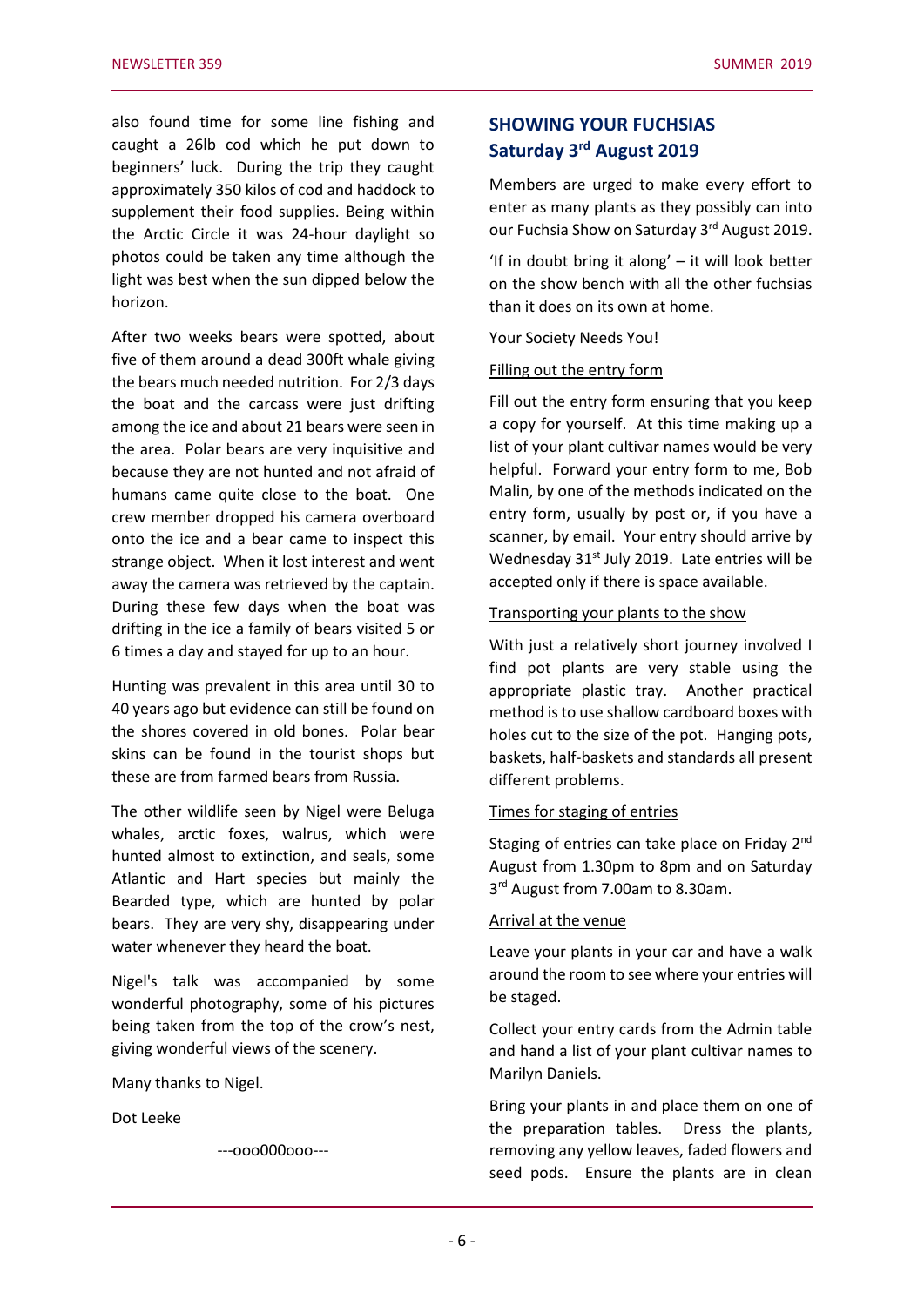also found time for some line fishing and caught a 26lb cod which he put down to beginners' luck. During the trip they caught approximately 350 kilos of cod and haddock to supplement their food supplies. Being within the Arctic Circle it was 24-hour daylight so photos could be taken any time although the light was best when the sun dipped below the horizon.

After two weeks bears were spotted, about five of them around a dead 300ft whale giving the bears much needed nutrition. For 2/3 days the boat and the carcass were just drifting among the ice and about 21 bears were seen in the area. Polar bears are very inquisitive and because they are not hunted and not afraid of humans came quite close to the boat. One crew member dropped his camera overboard onto the ice and a bear came to inspect this strange object. When it lost interest and went away the camera was retrieved by the captain. During these few days when the boat was drifting in the ice a family of bears visited 5 or 6 times a day and stayed for up to an hour.

Hunting was prevalent in this area until 30 to 40 years ago but evidence can still be found on the shores covered in old bones. Polar bear skins can be found in the tourist shops but these are from farmed bears from Russia.

The other wildlife seen by Nigel were Beluga whales, arctic foxes, walrus, which were hunted almost to extinction, and seals, some Atlantic and Hart species but mainly the Bearded type, which are hunted by polar bears. They are very shy, disappearing under water whenever they heard the boat.

Nigel's talk was accompanied by some wonderful photography, some of his pictures being taken from the top of the crow's nest, giving wonderful views of the scenery.

Many thanks to Nigel.

Dot Leeke

---ooo000ooo---

## SHOWING YOUR FUCHSIAS Saturday 3rd August 2019

Members are urged to make every effort to enter as many plants as they possibly can into our Fuchsia Show on Saturday 3rd August 2019.

'If in doubt bring it along' – it will look better on the show bench with all the other fuchsias than it does on its own at home.

Your Society Needs You!

Filling out the entry form

Fill out the entry form ensuring that you keep a copy for yourself. At this time making up a list of your plant cultivar names would be very helpful. Forward your entry form to me, Bob Malin, by one of the methods indicated on the entry form, usually by post or, if you have a scanner, by email. Your entry should arrive by Wednesday 31st July 2019. Late entries will be accepted only if there is space available.

Transporting your plants to the show

With just a relatively short journey involved I find pot plants are very stable using the appropriate plastic tray. Another practical method is to use shallow cardboard boxes with holes cut to the size of the pot. Hanging pots, baskets, half-baskets and standards all present different problems.

Times for staging of entries

Staging of entries can take place on Friday 2nd August from 1.30pm to 8pm and on Saturday 3rd August from 7.00am to 8.30am.

Arrival at the venue

Leave your plants in your car and have a walk around the room to see where your entries will be staged.

Collect your entry cards from the Admin table and hand a list of your plant cultivar names to Marilyn Daniels.

Bring your plants in and place them on one of the preparation tables. Dress the plants, removing any yellow leaves, faded flowers and seed pods. Ensure the plants are in clean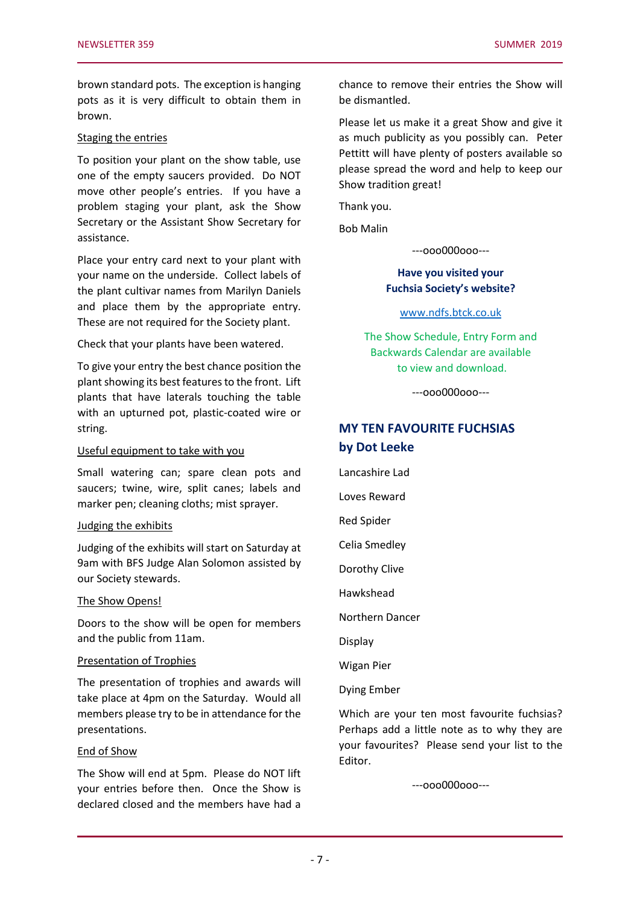brown standard pots. The exception is hanging pots as it is very difficult to obtain them in brown.

Staging the entries

To position your plant on the show table, use one of the empty saucers provided. Do NOT move other people's entries. If you have a problem staging your plant, ask the Show Secretary or the Assistant Show Secretary for assistance.

Place your entry card next to your plant with your name on the underside. Collect labels of the plant cultivar names from Marilyn Daniels and place them by the appropriate entry. These are not required for the Society plant.

Check that your plants have been watered.

To give your entry the best chance position the plant showing its best features to the front. Lift plants that have laterals touching the table with an upturned pot, plastic-coated wire or string.

Useful equipment to take with you

Small watering can; spare clean pots and saucers; twine, wire, split canes; labels and marker pen; cleaning cloths; mist sprayer.

Judging the exhibits

Judging of the exhibits will start on Saturday at 9am with BFS Judge Alan Solomon assisted by our Society stewards.

The Show Opens!

Doors to the show will be open for members and the public from 11am.

Presentation of Trophies

The presentation of trophies and awards will take place at 4pm on the Saturday. Would all members please try to be in attendance for the presentations.

End of Show

The Show will end at 5pm. Please do NOT lift your entries before then. Once the Show is declared closed and the members have had a chance to remove their entries the Show will be dismantled.

Please let us make it a great Show and give it as much publicity as you possibly can. Peter Pettitt will have plenty of posters available so please spread the word and help to keep our Show tradition great!

Thank you.

Bob Malin

---ooo000ooo---

**Have you visited your Fuchsia Society's website?**

www.ndfs.btck.co.uk

The Show Schedule, Entry Form and Backwards Calendar are available to view and download.

---ooo000ooo---

## MY TEN FAVOURITE FUCHSIAS by Dot Leeke

Lancashire Lad

Loves Reward

Red Spider

Celia Smedley

Dorothy Clive

Hawkshead

Northern Dancer

Display

Wigan Pier

Dying Ember

Which are your ten most favourite fuchsias? Perhaps add a little note as to why they are your favourites? Please send your list to the Editor.

---ooo000ooo---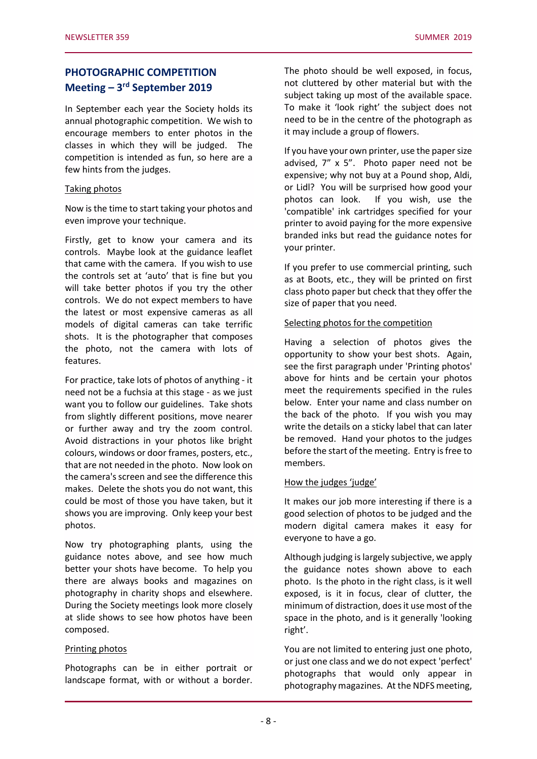## PHOTOGRAPHIC COMPETITION Meeting – 3rd September 2019

In September each year the Society holds its annual photographic competition. We wish to encourage members to enter photos in the classes in which they will be judged. The competition is intended as fun, so here are a few hints from the judges.

Taking photos

Now is the time to start taking your photos and even improve your technique.

Firstly, get to know your camera and its controls. Maybe look at the guidance leaflet that came with the camera. If you wish to use the controls set at 'auto' that is fine but you will take better photos if you try the other controls. We do not expect members to have the latest or most expensive cameras as all models of digital cameras can take terrific shots. It is the photographer that composes the photo, not the camera with lots of features.

For practice, take lots of photos of anything - it need not be a fuchsia at this stage - as we just want you to follow our guidelines. Take shots from slightly different positions, move nearer or further away and try the zoom control. Avoid distractions in your photos like bright colours, windows or door frames, posters, etc., that are not needed in the photo. Now look on the camera's screen and see the difference this makes. Delete the shots you do not want, this could be most of those you have taken, but it shows you are improving. Only keep your best photos.

Now try photographing plants, using the guidance notes above, and see how much better your shots have become. To help you there are always books and magazines on photography in charity shops and elsewhere. During the Society meetings look more closely at slide shows to see how photos have been composed.

Printing photos

Photographs can be in either portrait or landscape format, with or without a border. The photo should be well exposed, in focus, not cluttered by other material but with the subject taking up most of the available space. To make it 'look right' the subject does not need to be in the centre of the photograph as it may include a group of flowers.

If you have your own printer, use the paper size advised, 7" x 5". Photo paper need not be expensive; why not buy at a Pound shop, Aldi, or Lidl? You will be surprised how good your photos can look. If you wish, use the 'compatible' ink cartridges specified for your printer to avoid paying for the more expensive branded inks but read the guidance notes for your printer.

If you prefer to use commercial printing, such as at Boots, etc., they will be printed on first class photo paper but check that they offer the size of paper that you need.

Selecting photos for the competition

Having a selection of photos gives the opportunity to show your best shots. Again, see the first paragraph under 'Printing photos' above for hints and be certain your photos meet the requirements specified in the rules below. Enter your name and class number on the back of the photo. If you wish you may write the details on a sticky label that can later be removed. Hand your photos to the judges before the start of the meeting. Entry is free to members.

How the judges 'judge'

It makes our job more interesting if there is a good selection of photos to be judged and the modern digital camera makes it easy for everyone to have a go.

Although judging is largely subjective, we apply the guidance notes shown above to each photo. Is the photo in the right class, is it well exposed, is it in focus, clear of clutter, the minimum of distraction, does it use most of the space in the photo, and is it generally 'looking right'.

You are not limited to entering just one photo, or just one class and we do not expect 'perfect' photographs that would only appear in photography magazines. At the NDFS meeting,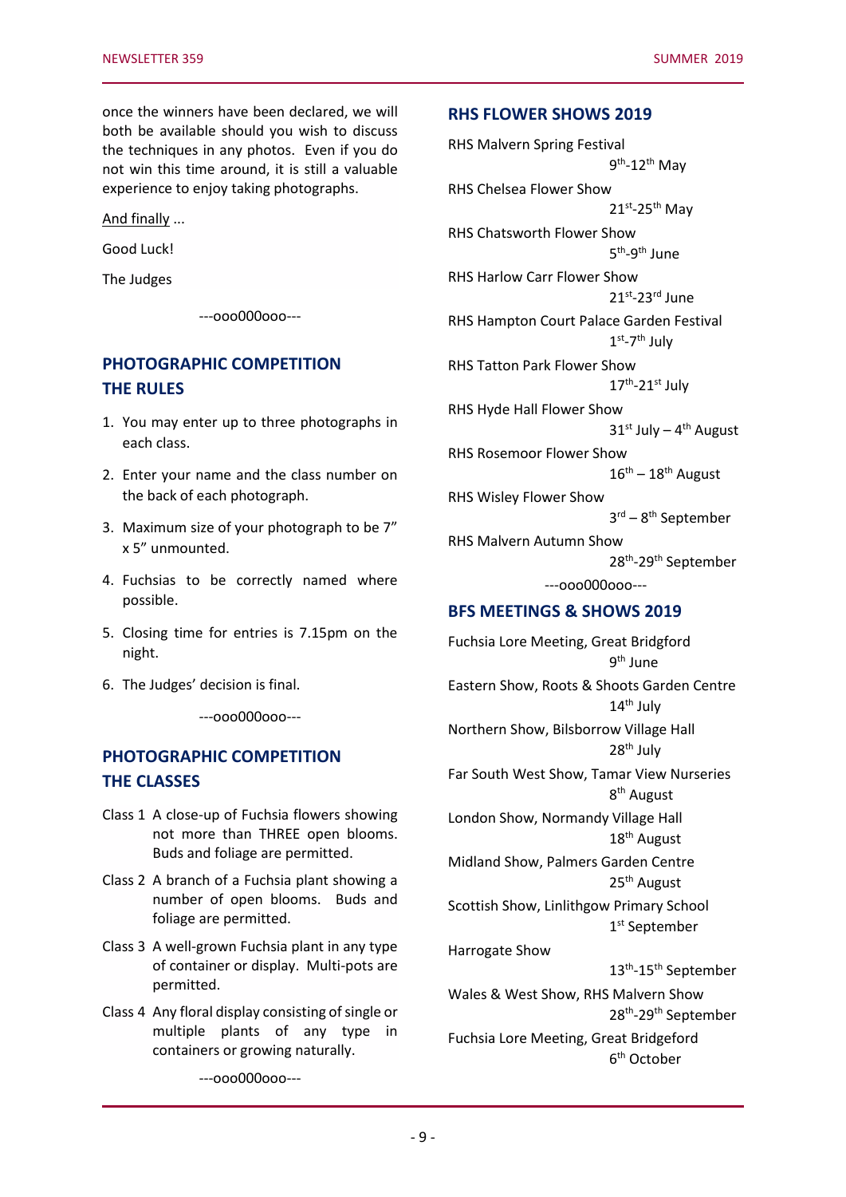once the winners have been declared, we will both be available should you wish to discuss the techniques in any photos. Even if you do not win this time around, it is still a valuable experience to enjoy taking photographs.

And finally ...

Good Luck!

The Judges

---ooo000ooo---

## PHOTOGRAPHIC COMPETITION THE RULES

1. You may enter up to three photographs in each class.
2. Enter your name and the class number on the back of each photograph.
3. Maximum size of your photograph to be 7" x 5" unmounted.
4. Fuchsias to be correctly named where possible.
5. Closing time for entries is 7.15pm on the night.
6. The Judges' decision is final.

---ooo000ooo---

## PHOTOGRAPHIC COMPETITION THE CLASSES

Class 1 A close-up of Fuchsia flowers showing not more than THREE open blooms. Buds and foliage are permitted.

Class 2 A branch of a Fuchsia plant showing a number of open blooms. Buds and foliage are permitted.

Class 3 A well-grown Fuchsia plant in any type of container or display. Multi-pots are permitted.

Class 4 Any floral display consisting of single or multiple plants of any type in containers or growing naturally.

---ooo000ooo---

## RHS FLOWER SHOWS 2019

RHS Malvern Spring Festival
9th-12th May

RHS Chelsea Flower Show
21st-25th May

RHS Chatsworth Flower Show
5th-9th June

RHS Harlow Carr Flower Show
21st-23rd June

RHS Hampton Court Palace Garden Festival
1st-7th July

RHS Tatton Park Flower Show
17th-21st July

RHS Hyde Hall Flower Show
31st July – 4th August

RHS Rosemoor Flower Show
16th – 18th August

RHS Wisley Flower Show
3rd – 8th September

RHS Malvern Autumn Show
28th-29th September

---ooo000ooo---

## BFS MEETINGS & SHOWS 2019

Fuchsia Lore Meeting, Great Bridgford
9th June

Eastern Show, Roots & Shoots Garden Centre
14th July

Northern Show, Bilsborrow Village Hall
28th July

Far South West Show, Tamar View Nurseries
8th August

London Show, Normandy Village Hall
18th August

Midland Show, Palmers Garden Centre
25th August

Scottish Show, Linlithgow Primary School
1st September

Harrogate Show
13th-15th September

Wales & West Show, RHS Malvern Show
28th-29th September

Fuchsia Lore Meeting, Great Bridgeford
6th October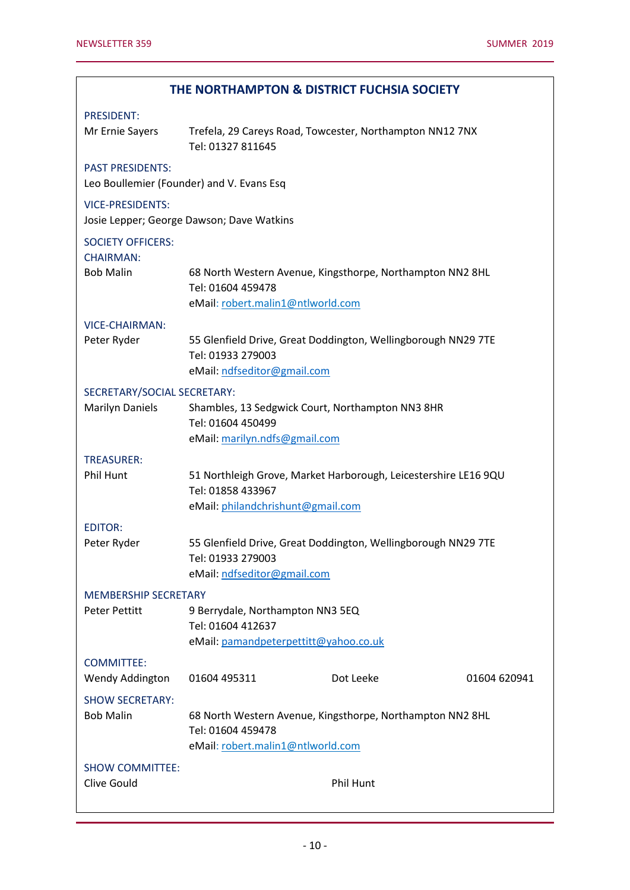## THE NORTHAMPTON & DISTRICT FUCHSIA SOCIETY

PRESIDENT:

Mr Ernie Sayers — Trefela, 29 Careys Road, Towcester, Northampton NN12 7NX
Tel: 01327 811645

PAST PRESIDENTS:

Leo Boullemier (Founder) and V. Evans Esq

VICE-PRESIDENTS:

Josie Lepper; George Dawson; Dave Watkins

SOCIETY OFFICERS:

CHAIRMAN:

Bob Malin — 68 North Western Avenue, Kingsthorpe, Northampton NN2 8HL
Tel: 01604 459478
eMail: robert.malin1@ntlworld.com

VICE-CHAIRMAN:

Peter Ryder — 55 Glenfield Drive, Great Doddington, Wellingborough NN29 7TE
Tel: 01933 279003
eMail: ndfseditor@gmail.com

SECRETARY/SOCIAL SECRETARY:

Marilyn Daniels — Shambles, 13 Sedgwick Court, Northampton NN3 8HR
Tel: 01604 450499
eMail: marilyn.ndfs@gmail.com

TREASURER:

Phil Hunt — 51 Northleigh Grove, Market Harborough, Leicestershire LE16 9QU
Tel: 01858 433967
eMail: philandchrishunt@gmail.com

EDITOR:

Peter Ryder — 55 Glenfield Drive, Great Doddington, Wellingborough NN29 7TE
Tel: 01933 279003
eMail: ndfseditor@gmail.com

MEMBERSHIP SECRETARY

Peter Pettitt — 9 Berrydale, Northampton NN3 5EQ
Tel: 01604 412637
eMail: pamandpeterpettitt@yahoo.co.uk

COMMITTEE:

| | | | |
|---|---|---|---|
| Wendy Addington | 01604 495311 | Dot Leeke | 01604 620941 |

SHOW SECRETARY:

Bob Malin — 68 North Western Avenue, Kingsthorpe, Northampton NN2 8HL
Tel: 01604 459478
eMail: robert.malin1@ntlworld.com

SHOW COMMITTEE:

Clive Gould — Phil Hunt